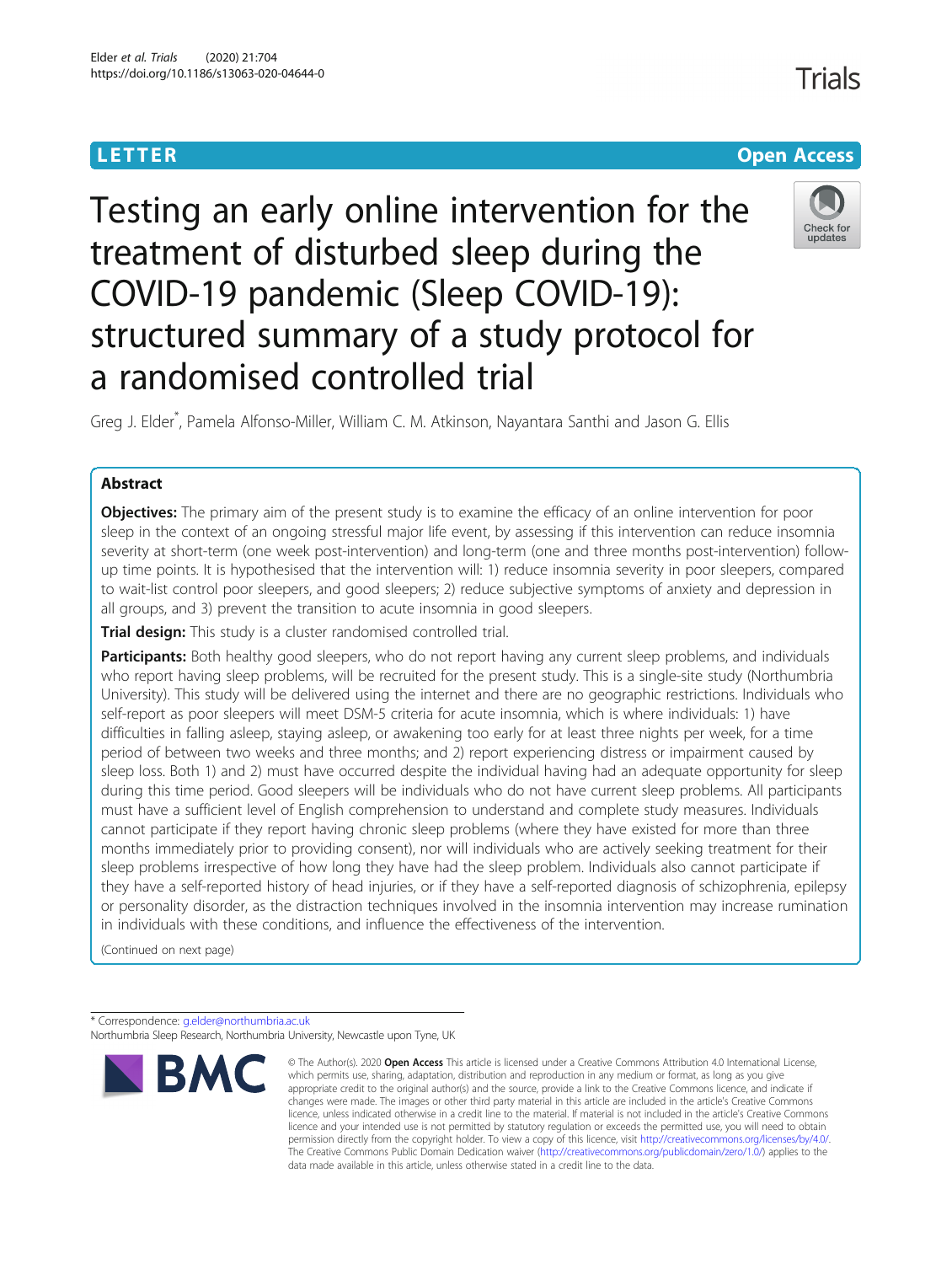LETTER

Open Access

# Testing an early online intervention for the treatment of disturbed sleep during the COVID-19 pandemic (Sleep COVID-19): structured summary of a study protocol for a randomised controlled trial

Greg J. Elder*, Pamela Alfonso-Miller, William C. M. Atkinson, Nayantara Santhi and Jason G. Ellis

## Abstract

**Objectives:** The primary aim of the present study is to examine the efficacy of an online intervention for poor sleep in the context of an ongoing stressful major life event, by assessing if this intervention can reduce insomnia severity at short-term (one week post-intervention) and long-term (one and three months post-intervention) follow-up time points. It is hypothesised that the intervention will: 1) reduce insomnia severity in poor sleepers, compared to wait-list control poor sleepers, and good sleepers; 2) reduce subjective symptoms of anxiety and depression in all groups, and 3) prevent the transition to acute insomnia in good sleepers.

**Trial design:** This study is a cluster randomised controlled trial.

**Participants:** Both healthy good sleepers, who do not report having any current sleep problems, and individuals who report having sleep problems, will be recruited for the present study. This is a single-site study (Northumbria University). This study will be delivered using the internet and there are no geographic restrictions. Individuals who self-report as poor sleepers will meet DSM-5 criteria for acute insomnia, which is where individuals: 1) have difficulties in falling asleep, staying asleep, or awakening too early for at least three nights per week, for a time period of between two weeks and three months; and 2) report experiencing distress or impairment caused by sleep loss. Both 1) and 2) must have occurred despite the individual having had an adequate opportunity for sleep during this time period. Good sleepers will be individuals who do not have current sleep problems. All participants must have a sufficient level of English comprehension to understand and complete study measures. Individuals cannot participate if they report having chronic sleep problems (where they have existed for more than three months immediately prior to providing consent), nor will individuals who are actively seeking treatment for their sleep problems irrespective of how long they have had the sleep problem. Individuals also cannot participate if they have a self-reported history of head injuries, or if they have a self-reported diagnosis of schizophrenia, epilepsy or personality disorder, as the distraction techniques involved in the insomnia intervention may increase rumination in individuals with these conditions, and influence the effectiveness of the intervention.

(Continued on next page)

* Correspondence: g.elder@northumbria.ac.uk
Northumbria Sleep Research, Northumbria University, Newcastle upon Tyne, UK

© The Author(s). 2020 **Open Access** This article is licensed under a Creative Commons Attribution 4.0 International License, which permits use, sharing, adaptation, distribution and reproduction in any medium or format, as long as you give appropriate credit to the original author(s) and the source, provide a link to the Creative Commons licence, and indicate if changes were made. The images or other third party material in this article are included in the article's Creative Commons licence, unless indicated otherwise in a credit line to the material. If material is not included in the article's Creative Commons licence and your intended use is not permitted by statutory regulation or exceeds the permitted use, you will need to obtain permission directly from the copyright holder. To view a copy of this licence, visit http://creativecommons.org/licenses/by/4.0/. The Creative Commons Public Domain Dedication waiver (http://creativecommons.org/publicdomain/zero/1.0/) applies to the data made available in this article, unless otherwise stated in a credit line to the data.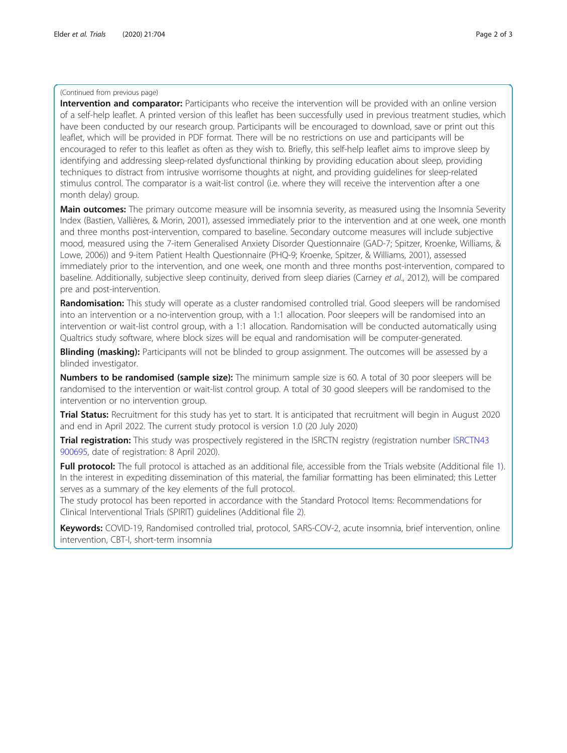(Continued from previous page)

**Intervention and comparator:** Participants who receive the intervention will be provided with an online version of a self-help leaflet. A printed version of this leaflet has been successfully used in previous treatment studies, which have been conducted by our research group. Participants will be encouraged to download, save or print out this leaflet, which will be provided in PDF format. There will be no restrictions on use and participants will be encouraged to refer to this leaflet as often as they wish to. Briefly, this self-help leaflet aims to improve sleep by identifying and addressing sleep-related dysfunctional thinking by providing education about sleep, providing techniques to distract from intrusive worrisome thoughts at night, and providing guidelines for sleep-related stimulus control. The comparator is a wait-list control (i.e. where they will receive the intervention after a one month delay) group.

**Main outcomes:** The primary outcome measure will be insomnia severity, as measured using the Insomnia Severity Index (Bastien, Vallières, & Morin, 2001), assessed immediately prior to the intervention and at one week, one month and three months post-intervention, compared to baseline. Secondary outcome measures will include subjective mood, measured using the 7-item Generalised Anxiety Disorder Questionnaire (GAD-7; Spitzer, Kroenke, Williams, & Lowe, 2006)) and 9-item Patient Health Questionnaire (PHQ-9; Kroenke, Spitzer, & Williams, 2001), assessed immediately prior to the intervention, and one week, one month and three months post-intervention, compared to baseline. Additionally, subjective sleep continuity, derived from sleep diaries (Carney *et al*., 2012), will be compared pre and post-intervention.

**Randomisation:** This study will operate as a cluster randomised controlled trial. Good sleepers will be randomised into an intervention or a no-intervention group, with a 1:1 allocation. Poor sleepers will be randomised into an intervention or wait-list control group, with a 1:1 allocation. Randomisation will be conducted automatically using Qualtrics study software, where block sizes will be equal and randomisation will be computer-generated.

**Blinding (masking):** Participants will not be blinded to group assignment. The outcomes will be assessed by a blinded investigator.

**Numbers to be randomised (sample size):** The minimum sample size is 60. A total of 30 poor sleepers will be randomised to the intervention or wait-list control group. A total of 30 good sleepers will be randomised to the intervention or no intervention group.

**Trial Status:** Recruitment for this study has yet to start. It is anticipated that recruitment will begin in August 2020 and end in April 2022. The current study protocol is version 1.0 (20 July 2020)

**Trial registration:** This study was prospectively registered in the ISRCTN registry (registration number ISRCTN43900695, date of registration: 8 April 2020).

**Full protocol:** The full protocol is attached as an additional file, accessible from the Trials website (Additional file 1). In the interest in expediting dissemination of this material, the familiar formatting has been eliminated; this Letter serves as a summary of the key elements of the full protocol.

The study protocol has been reported in accordance with the Standard Protocol Items: Recommendations for Clinical Interventional Trials (SPIRIT) guidelines (Additional file 2).

**Keywords:** COVID-19, Randomised controlled trial, protocol, SARS-COV-2, acute insomnia, brief intervention, online intervention, CBT-I, short-term insomnia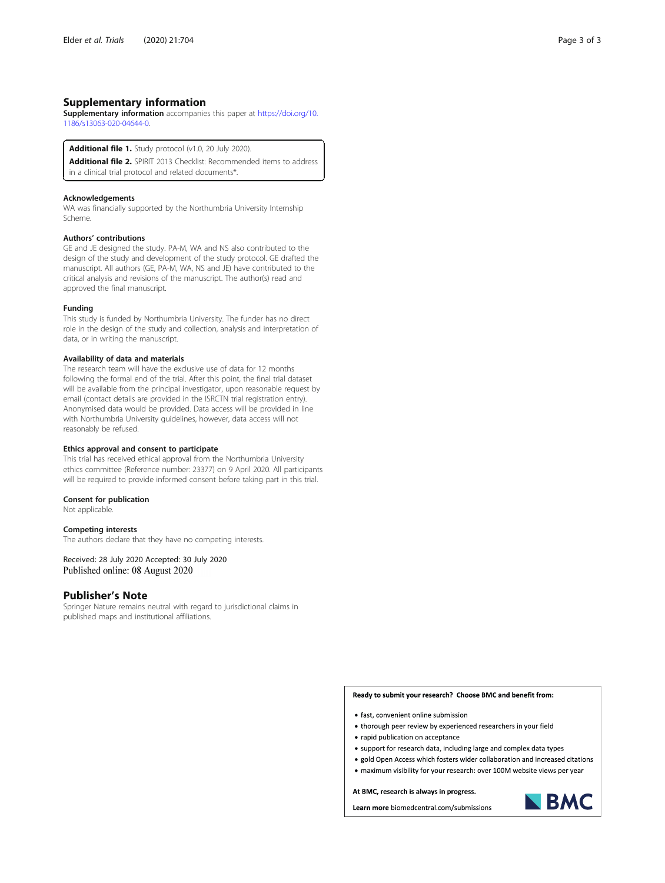## Supplementary information

**Supplementary information** accompanies this paper at https://doi.org/10.1186/s13063-020-04644-0.

**Additional file 1.** Study protocol (v1.0, 20 July 2020).

**Additional file 2.** SPIRIT 2013 Checklist: Recommended items to address in a clinical trial protocol and related documents*.

#### Acknowledgements

WA was financially supported by the Northumbria University Internship Scheme.

#### Authors' contributions

GE and JE designed the study. PA-M, WA and NS also contributed to the design of the study and development of the study protocol. GE drafted the manuscript. All authors (GE, PA-M, WA, NS and JE) have contributed to the critical analysis and revisions of the manuscript. The author(s) read and approved the final manuscript.

#### Funding

This study is funded by Northumbria University. The funder has no direct role in the design of the study and collection, analysis and interpretation of data, or in writing the manuscript.

#### Availability of data and materials

The research team will have the exclusive use of data for 12 months following the formal end of the trial. After this point, the final trial dataset will be available from the principal investigator, upon reasonable request by email (contact details are provided in the ISRCTN trial registration entry). Anonymised data would be provided. Data access will be provided in line with Northumbria University guidelines, however, data access will not reasonably be refused.

#### Ethics approval and consent to participate

This trial has received ethical approval from the Northumbria University ethics committee (Reference number: 23377) on 9 April 2020. All participants will be required to provide informed consent before taking part in this trial.

#### Consent for publication

Not applicable.

#### Competing interests

The authors declare that they have no competing interests.

Received: 28 July 2020 Accepted: 30 July 2020
Published online: 08 August 2020

## Publisher's Note

Springer Nature remains neutral with regard to jurisdictional claims in published maps and institutional affiliations.

**Ready to submit your research? Choose BMC and benefit from:**

- fast, convenient online submission
- thorough peer review by experienced researchers in your field
- rapid publication on acceptance
- support for research data, including large and complex data types
- gold Open Access which fosters wider collaboration and increased citations
- maximum visibility for your research: over 100M website views per year

**At BMC, research is always in progress.**

**Learn more** biomedcentral.com/submissions

BMC